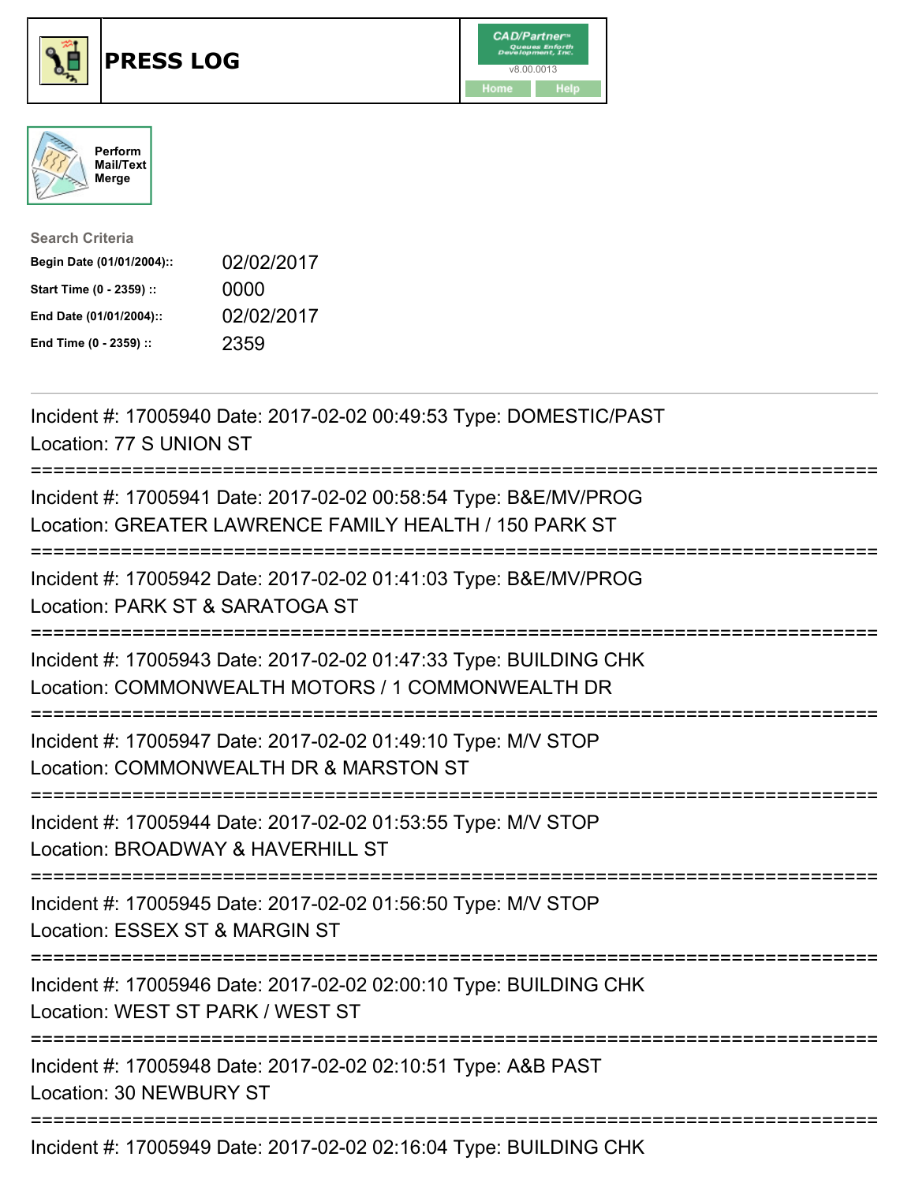# PRESS LOG

Perform Mail/Text Merge

**Search Criteria**

| | |
|---|---|
| **Begin Date (01/01/2004)::** | 02/02/2017 |
| **Start Time (0 - 2359) ::** | 0000 |
| **End Date (01/01/2004)::** | 02/02/2017 |
| **End Time (0 - 2359) ::** | 2359 |

---

Incident #: 17005940 Date: 2017-02-02 00:49:53 Type: DOMESTIC/PAST
Location: 77 S UNION ST

===========================================================================

Incident #: 17005941 Date: 2017-02-02 00:58:54 Type: B&E/MV/PROG
Location: GREATER LAWRENCE FAMILY HEALTH / 150 PARK ST

===========================================================================

Incident #: 17005942 Date: 2017-02-02 01:41:03 Type: B&E/MV/PROG
Location: PARK ST & SARATOGA ST

===========================================================================

Incident #: 17005943 Date: 2017-02-02 01:47:33 Type: BUILDING CHK
Location: COMMONWEALTH MOTORS / 1 COMMONWEALTH DR

===========================================================================

Incident #: 17005947 Date: 2017-02-02 01:49:10 Type: M/V STOP
Location: COMMONWEALTH DR & MARSTON ST

===========================================================================

Incident #: 17005944 Date: 2017-02-02 01:53:55 Type: M/V STOP
Location: BROADWAY & HAVERHILL ST

===========================================================================

Incident #: 17005945 Date: 2017-02-02 01:56:50 Type: M/V STOP
Location: ESSEX ST & MARGIN ST

===========================================================================

Incident #: 17005946 Date: 2017-02-02 02:00:10 Type: BUILDING CHK
Location: WEST ST PARK / WEST ST

===========================================================================

Incident #: 17005948 Date: 2017-02-02 02:10:51 Type: A&B PAST
Location: 30 NEWBURY ST

===========================================================================

Incident #: 17005949 Date: 2017-02-02 02:16:04 Type: BUILDING CHK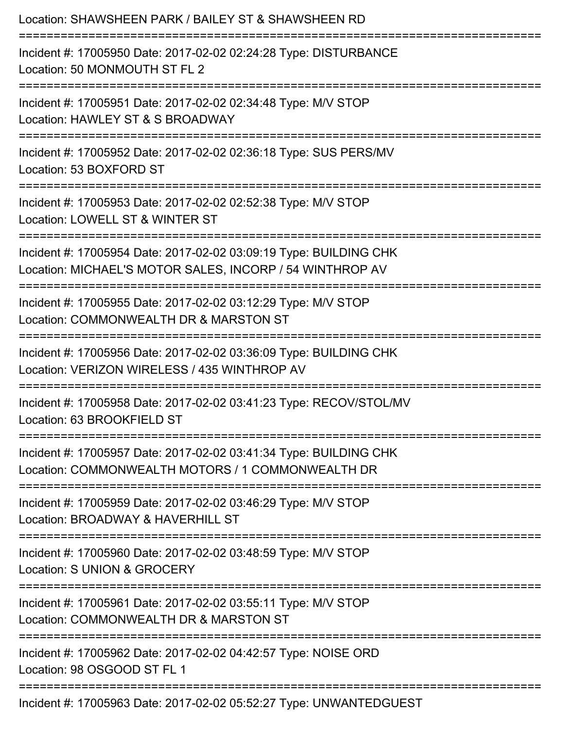Location: SHAWSHEEN PARK / BAILEY ST & SHAWSHEEN RD

===========================================================================

Incident #: 17005950 Date: 2017-02-02 02:24:28 Type: DISTURBANCE
Location: 50 MONMOUTH ST FL 2

===========================================================================

Incident #: 17005951 Date: 2017-02-02 02:34:48 Type: M/V STOP
Location: HAWLEY ST & S BROADWAY

===========================================================================

Incident #: 17005952 Date: 2017-02-02 02:36:18 Type: SUS PERS/MV
Location: 53 BOXFORD ST

===========================================================================

Incident #: 17005953 Date: 2017-02-02 02:52:38 Type: M/V STOP
Location: LOWELL ST & WINTER ST

===========================================================================

Incident #: 17005954 Date: 2017-02-02 03:09:19 Type: BUILDING CHK
Location: MICHAEL'S MOTOR SALES, INCORP / 54 WINTHROP AV

===========================================================================

Incident #: 17005955 Date: 2017-02-02 03:12:29 Type: M/V STOP
Location: COMMONWEALTH DR & MARSTON ST

===========================================================================

Incident #: 17005956 Date: 2017-02-02 03:36:09 Type: BUILDING CHK
Location: VERIZON WIRELESS / 435 WINTHROP AV

===========================================================================

Incident #: 17005958 Date: 2017-02-02 03:41:23 Type: RECOV/STOL/MV
Location: 63 BROOKFIELD ST

===========================================================================

Incident #: 17005957 Date: 2017-02-02 03:41:34 Type: BUILDING CHK
Location: COMMONWEALTH MOTORS / 1 COMMONWEALTH DR

===========================================================================

Incident #: 17005959 Date: 2017-02-02 03:46:29 Type: M/V STOP
Location: BROADWAY & HAVERHILL ST

===========================================================================

Incident #: 17005960 Date: 2017-02-02 03:48:59 Type: M/V STOP
Location: S UNION & GROCERY

===========================================================================

Incident #: 17005961 Date: 2017-02-02 03:55:11 Type: M/V STOP
Location: COMMONWEALTH DR & MARSTON ST

===========================================================================

Incident #: 17005962 Date: 2017-02-02 04:42:57 Type: NOISE ORD
Location: 98 OSGOOD ST FL 1

===========================================================================

Incident #: 17005963 Date: 2017-02-02 05:52:27 Type: UNWANTEDGUEST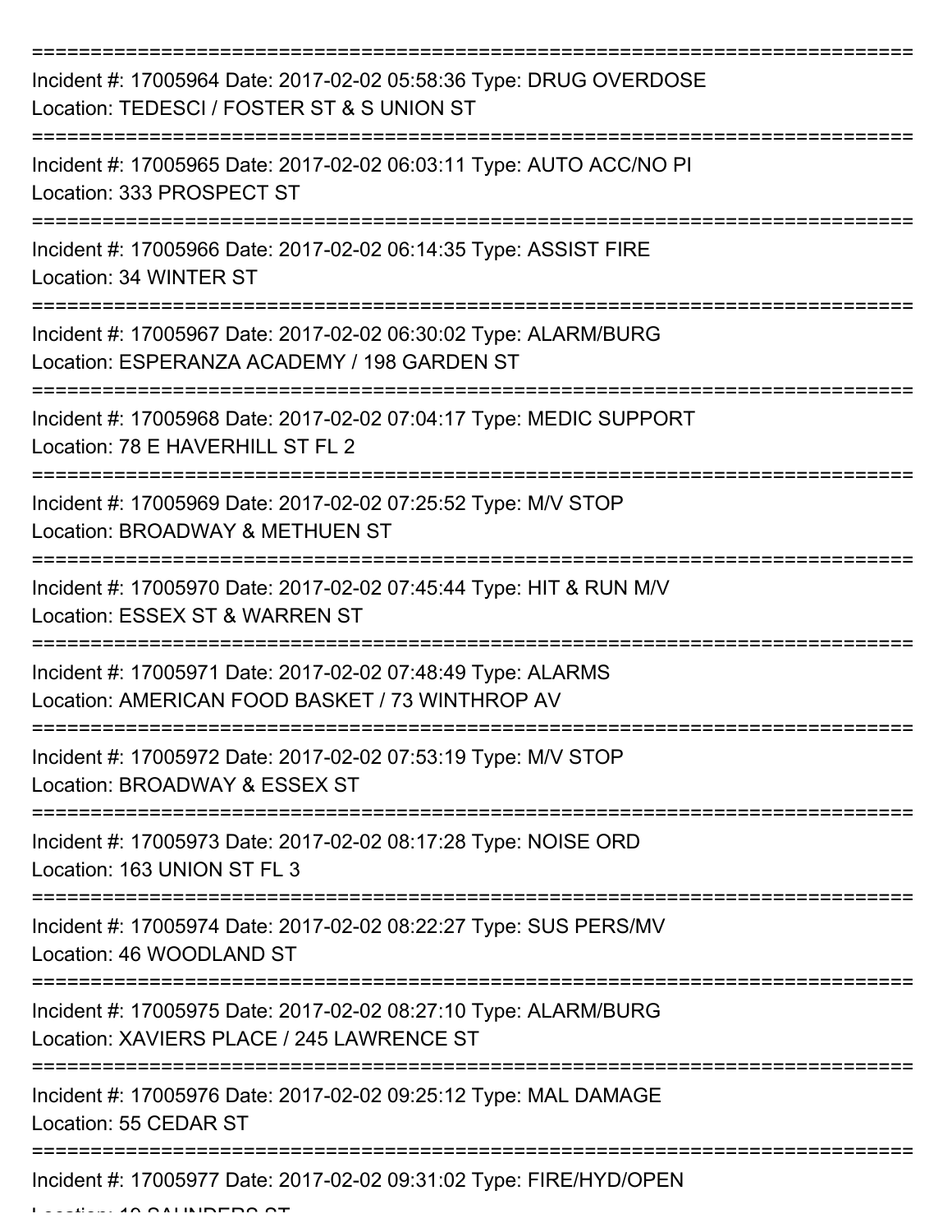===========================================================================

Incident #: 17005964 Date: 2017-02-02 05:58:36 Type: DRUG OVERDOSE
Location: TEDESCI / FOSTER ST & S UNION ST

===========================================================================

Incident #: 17005965 Date: 2017-02-02 06:03:11 Type: AUTO ACC/NO PI
Location: 333 PROSPECT ST

===========================================================================

Incident #: 17005966 Date: 2017-02-02 06:14:35 Type: ASSIST FIRE
Location: 34 WINTER ST

===========================================================================

Incident #: 17005967 Date: 2017-02-02 06:30:02 Type: ALARM/BURG
Location: ESPERANZA ACADEMY / 198 GARDEN ST

===========================================================================

Incident #: 17005968 Date: 2017-02-02 07:04:17 Type: MEDIC SUPPORT
Location: 78 E HAVERHILL ST FL 2

===========================================================================

Incident #: 17005969 Date: 2017-02-02 07:25:52 Type: M/V STOP
Location: BROADWAY & METHUEN ST

===========================================================================

Incident #: 17005970 Date: 2017-02-02 07:45:44 Type: HIT & RUN M/V
Location: ESSEX ST & WARREN ST

===========================================================================

Incident #: 17005971 Date: 2017-02-02 07:48:49 Type: ALARMS
Location: AMERICAN FOOD BASKET / 73 WINTHROP AV

===========================================================================

Incident #: 17005972 Date: 2017-02-02 07:53:19 Type: M/V STOP
Location: BROADWAY & ESSEX ST

===========================================================================

Incident #: 17005973 Date: 2017-02-02 08:17:28 Type: NOISE ORD
Location: 163 UNION ST FL 3

===========================================================================

Incident #: 17005974 Date: 2017-02-02 08:22:27 Type: SUS PERS/MV
Location: 46 WOODLAND ST

===========================================================================

Incident #: 17005975 Date: 2017-02-02 08:27:10 Type: ALARM/BURG
Location: XAVIERS PLACE / 245 LAWRENCE ST

===========================================================================

Incident #: 17005976 Date: 2017-02-02 09:25:12 Type: MAL DAMAGE
Location: 55 CEDAR ST

===========================================================================

Incident #: 17005977 Date: 2017-02-02 09:31:02 Type: FIRE/HYD/OPEN
Location: 10 SAUNDERS ST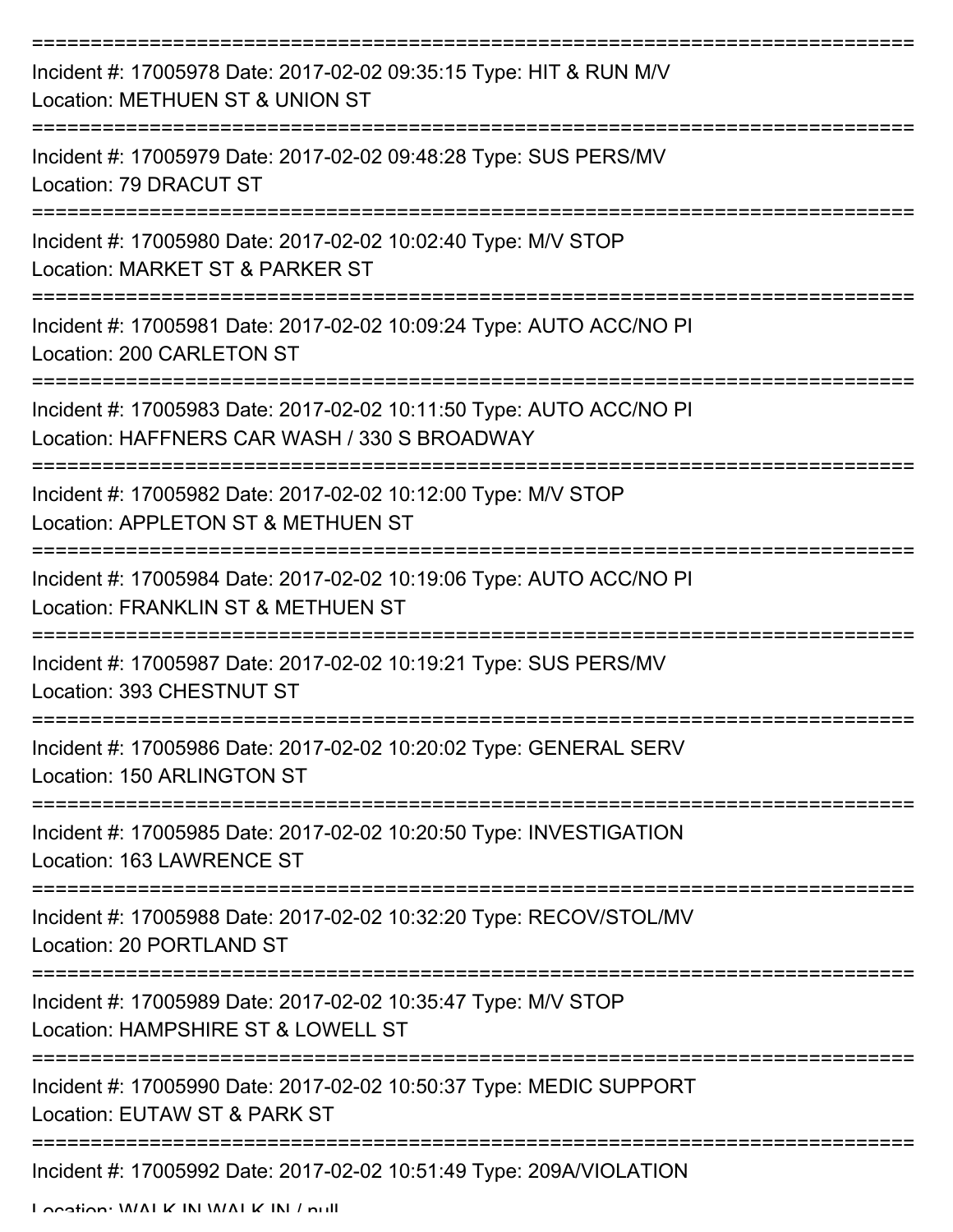===========================================================================

Incident #: 17005978 Date: 2017-02-02 09:35:15 Type: HIT & RUN M/V
Location: METHUEN ST & UNION ST

===========================================================================

Incident #: 17005979 Date: 2017-02-02 09:48:28 Type: SUS PERS/MV
Location: 79 DRACUT ST

===========================================================================

Incident #: 17005980 Date: 2017-02-02 10:02:40 Type: M/V STOP
Location: MARKET ST & PARKER ST

===========================================================================

Incident #: 17005981 Date: 2017-02-02 10:09:24 Type: AUTO ACC/NO PI
Location: 200 CARLETON ST

===========================================================================

Incident #: 17005983 Date: 2017-02-02 10:11:50 Type: AUTO ACC/NO PI
Location: HAFFNERS CAR WASH / 330 S BROADWAY

===========================================================================

Incident #: 17005982 Date: 2017-02-02 10:12:00 Type: M/V STOP
Location: APPLETON ST & METHUEN ST

===========================================================================

Incident #: 17005984 Date: 2017-02-02 10:19:06 Type: AUTO ACC/NO PI
Location: FRANKLIN ST & METHUEN ST

===========================================================================

Incident #: 17005987 Date: 2017-02-02 10:19:21 Type: SUS PERS/MV
Location: 393 CHESTNUT ST

===========================================================================

Incident #: 17005986 Date: 2017-02-02 10:20:02 Type: GENERAL SERV
Location: 150 ARLINGTON ST

===========================================================================

Incident #: 17005985 Date: 2017-02-02 10:20:50 Type: INVESTIGATION
Location: 163 LAWRENCE ST

===========================================================================

Incident #: 17005988 Date: 2017-02-02 10:32:20 Type: RECOV/STOL/MV
Location: 20 PORTLAND ST

===========================================================================

Incident #: 17005989 Date: 2017-02-02 10:35:47 Type: M/V STOP
Location: HAMPSHIRE ST & LOWELL ST

===========================================================================

Incident #: 17005990 Date: 2017-02-02 10:50:37 Type: MEDIC SUPPORT
Location: EUTAW ST & PARK ST

===========================================================================

Incident #: 17005992 Date: 2017-02-02 10:51:49 Type: 209A/VIOLATION
Location: WALK IN WALK IN / null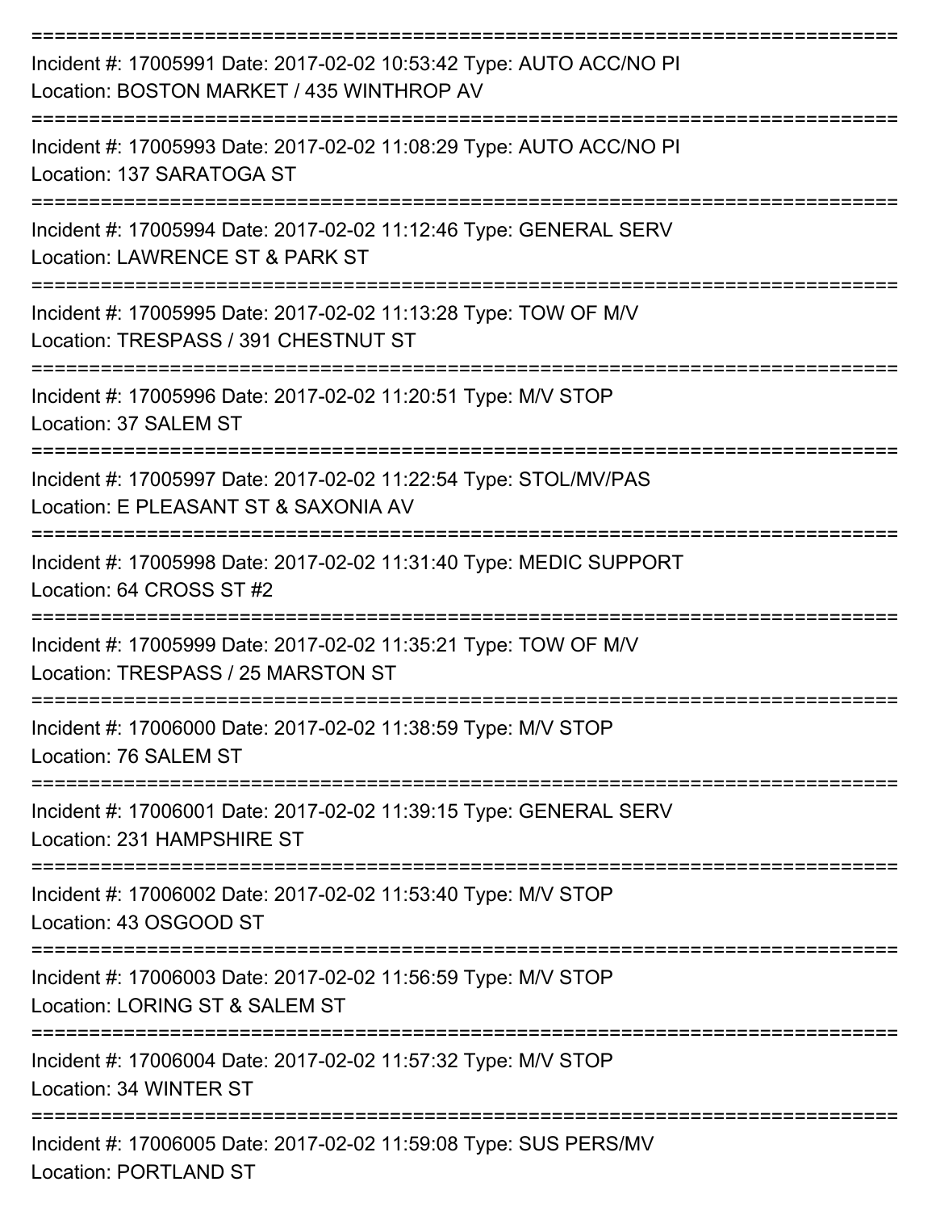Incident #: 17005991 Date: 2017-02-02 10:53:42 Type: AUTO ACC/NO PI
Location: BOSTON MARKET / 435 WINTHROP AV

---

Incident #: 17005993 Date: 2017-02-02 11:08:29 Type: AUTO ACC/NO PI
Location: 137 SARATOGA ST

---

Incident #: 17005994 Date: 2017-02-02 11:12:46 Type: GENERAL SERV
Location: LAWRENCE ST & PARK ST

---

Incident #: 17005995 Date: 2017-02-02 11:13:28 Type: TOW OF M/V
Location: TRESPASS / 391 CHESTNUT ST

---

Incident #: 17005996 Date: 2017-02-02 11:20:51 Type: M/V STOP
Location: 37 SALEM ST

---

Incident #: 17005997 Date: 2017-02-02 11:22:54 Type: STOL/MV/PAS
Location: E PLEASANT ST & SAXONIA AV

---

Incident #: 17005998 Date: 2017-02-02 11:31:40 Type: MEDIC SUPPORT
Location: 64 CROSS ST #2

---

Incident #: 17005999 Date: 2017-02-02 11:35:21 Type: TOW OF M/V
Location: TRESPASS / 25 MARSTON ST

---

Incident #: 17006000 Date: 2017-02-02 11:38:59 Type: M/V STOP
Location: 76 SALEM ST

---

Incident #: 17006001 Date: 2017-02-02 11:39:15 Type: GENERAL SERV
Location: 231 HAMPSHIRE ST

---

Incident #: 17006002 Date: 2017-02-02 11:53:40 Type: M/V STOP
Location: 43 OSGOOD ST

---

Incident #: 17006003 Date: 2017-02-02 11:56:59 Type: M/V STOP
Location: LORING ST & SALEM ST

---

Incident #: 17006004 Date: 2017-02-02 11:57:32 Type: M/V STOP
Location: 34 WINTER ST

---

Incident #: 17006005 Date: 2017-02-02 11:59:08 Type: SUS PERS/MV
Location: PORTLAND ST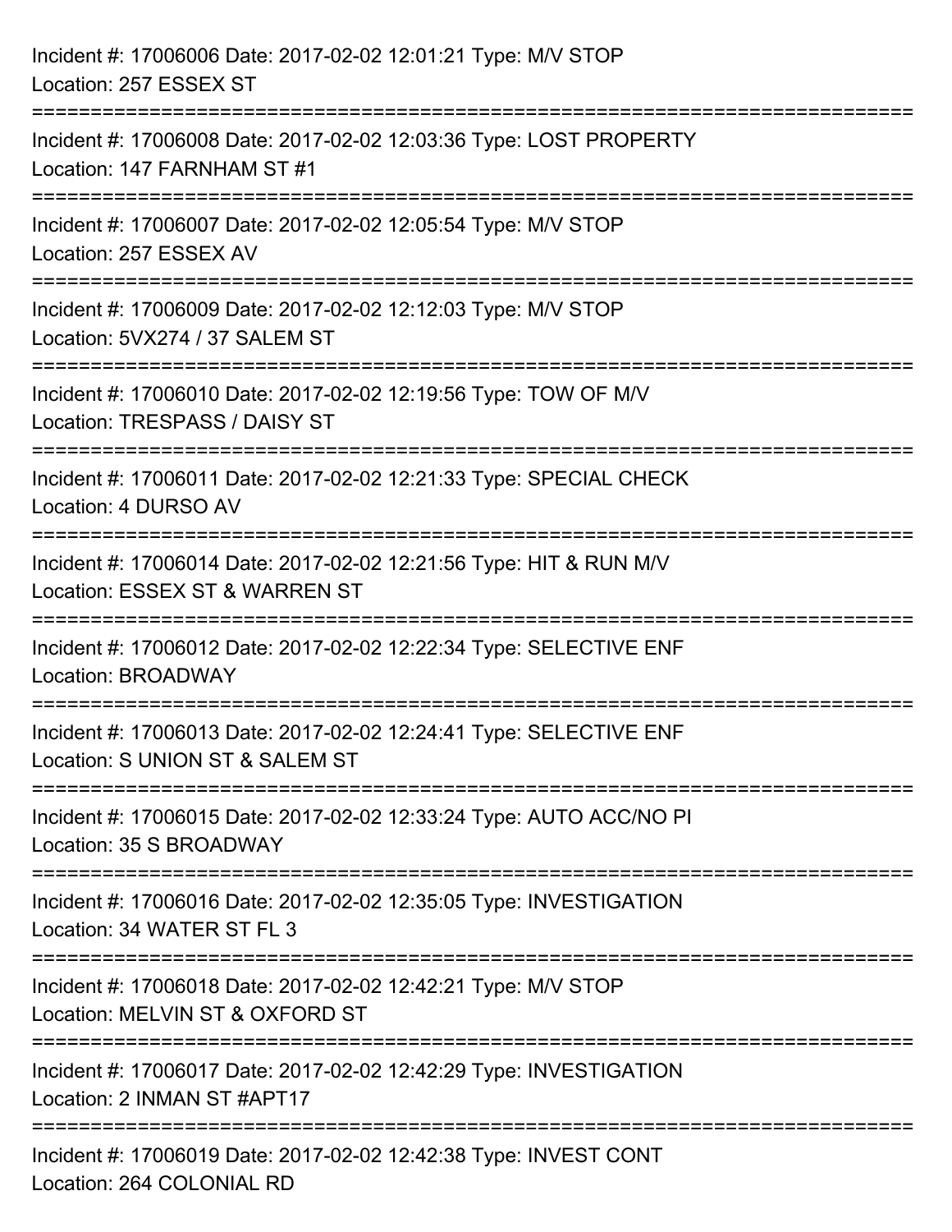Incident #: 17006006 Date: 2017-02-02 12:01:21 Type: M/V STOP
Location: 257 ESSEX ST

===========================================================================

Incident #: 17006008 Date: 2017-02-02 12:03:36 Type: LOST PROPERTY
Location: 147 FARNHAM ST #1

===========================================================================

Incident #: 17006007 Date: 2017-02-02 12:05:54 Type: M/V STOP
Location: 257 ESSEX AV

===========================================================================

Incident #: 17006009 Date: 2017-02-02 12:12:03 Type: M/V STOP
Location: 5VX274 / 37 SALEM ST

===========================================================================

Incident #: 17006010 Date: 2017-02-02 12:19:56 Type: TOW OF M/V
Location: TRESPASS / DAISY ST

===========================================================================

Incident #: 17006011 Date: 2017-02-02 12:21:33 Type: SPECIAL CHECK
Location: 4 DURSO AV

===========================================================================

Incident #: 17006014 Date: 2017-02-02 12:21:56 Type: HIT & RUN M/V
Location: ESSEX ST & WARREN ST

===========================================================================

Incident #: 17006012 Date: 2017-02-02 12:22:34 Type: SELECTIVE ENF
Location: BROADWAY

===========================================================================

Incident #: 17006013 Date: 2017-02-02 12:24:41 Type: SELECTIVE ENF
Location: S UNION ST & SALEM ST

===========================================================================

Incident #: 17006015 Date: 2017-02-02 12:33:24 Type: AUTO ACC/NO PI
Location: 35 S BROADWAY

===========================================================================

Incident #: 17006016 Date: 2017-02-02 12:35:05 Type: INVESTIGATION
Location: 34 WATER ST FL 3

===========================================================================

Incident #: 17006018 Date: 2017-02-02 12:42:21 Type: M/V STOP
Location: MELVIN ST & OXFORD ST

===========================================================================

Incident #: 17006017 Date: 2017-02-02 12:42:29 Type: INVESTIGATION
Location: 2 INMAN ST #APT17

===========================================================================

Incident #: 17006019 Date: 2017-02-02 12:42:38 Type: INVEST CONT
Location: 264 COLONIAL RD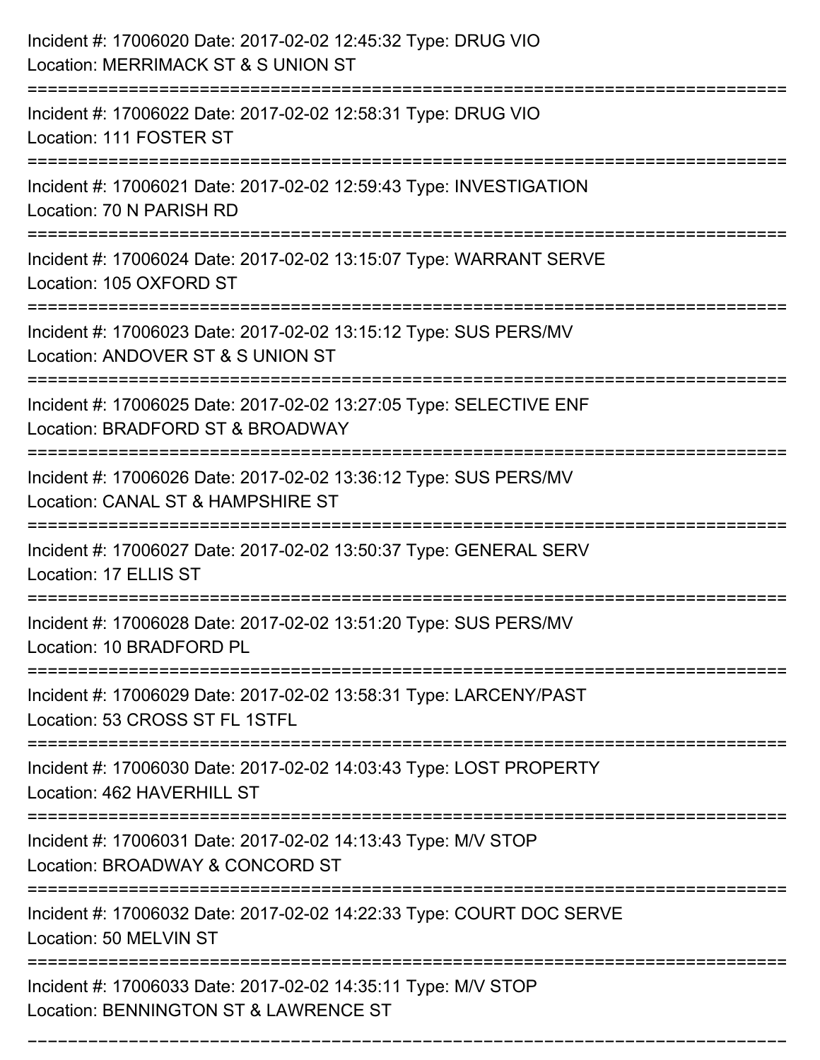Incident #: 17006020 Date: 2017-02-02 12:45:32 Type: DRUG VIO
Location: MERRIMACK ST & S UNION ST

===========================================================================

Incident #: 17006022 Date: 2017-02-02 12:58:31 Type: DRUG VIO
Location: 111 FOSTER ST

===========================================================================

Incident #: 17006021 Date: 2017-02-02 12:59:43 Type: INVESTIGATION
Location: 70 N PARISH RD

===========================================================================

Incident #: 17006024 Date: 2017-02-02 13:15:07 Type: WARRANT SERVE
Location: 105 OXFORD ST

===========================================================================

Incident #: 17006023 Date: 2017-02-02 13:15:12 Type: SUS PERS/MV
Location: ANDOVER ST & S UNION ST

===========================================================================

Incident #: 17006025 Date: 2017-02-02 13:27:05 Type: SELECTIVE ENF
Location: BRADFORD ST & BROADWAY

===========================================================================

Incident #: 17006026 Date: 2017-02-02 13:36:12 Type: SUS PERS/MV
Location: CANAL ST & HAMPSHIRE ST

===========================================================================

Incident #: 17006027 Date: 2017-02-02 13:50:37 Type: GENERAL SERV
Location: 17 ELLIS ST

===========================================================================

Incident #: 17006028 Date: 2017-02-02 13:51:20 Type: SUS PERS/MV
Location: 10 BRADFORD PL

===========================================================================

Incident #: 17006029 Date: 2017-02-02 13:58:31 Type: LARCENY/PAST
Location: 53 CROSS ST FL 1STFL

===========================================================================

Incident #: 17006030 Date: 2017-02-02 14:03:43 Type: LOST PROPERTY
Location: 462 HAVERHILL ST

===========================================================================

Incident #: 17006031 Date: 2017-02-02 14:13:43 Type: M/V STOP
Location: BROADWAY & CONCORD ST

===========================================================================

Incident #: 17006032 Date: 2017-02-02 14:22:33 Type: COURT DOC SERVE
Location: 50 MELVIN ST

===========================================================================

Incident #: 17006033 Date: 2017-02-02 14:35:11 Type: M/V STOP
Location: BENNINGTON ST & LAWRENCE ST

===========================================================================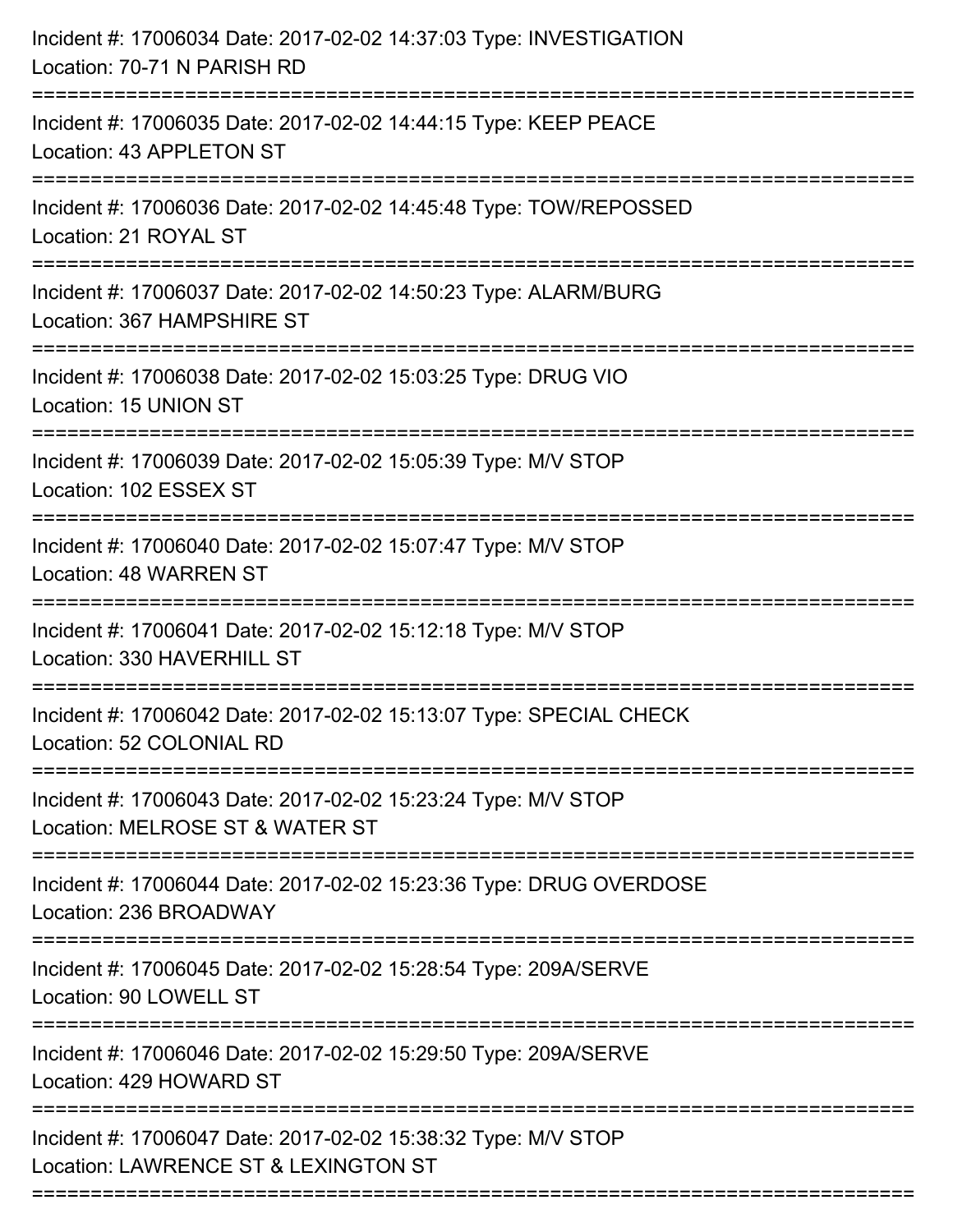Incident #: 17006034 Date: 2017-02-02 14:37:03 Type: INVESTIGATION
Location: 70-71 N PARISH RD

===========================================================================

Incident #: 17006035 Date: 2017-02-02 14:44:15 Type: KEEP PEACE
Location: 43 APPLETON ST

===========================================================================

Incident #: 17006036 Date: 2017-02-02 14:45:48 Type: TOW/REPOSSED
Location: 21 ROYAL ST

===========================================================================

Incident #: 17006037 Date: 2017-02-02 14:50:23 Type: ALARM/BURG
Location: 367 HAMPSHIRE ST

===========================================================================

Incident #: 17006038 Date: 2017-02-02 15:03:25 Type: DRUG VIO
Location: 15 UNION ST

===========================================================================

Incident #: 17006039 Date: 2017-02-02 15:05:39 Type: M/V STOP
Location: 102 ESSEX ST

===========================================================================

Incident #: 17006040 Date: 2017-02-02 15:07:47 Type: M/V STOP
Location: 48 WARREN ST

===========================================================================

Incident #: 17006041 Date: 2017-02-02 15:12:18 Type: M/V STOP
Location: 330 HAVERHILL ST

===========================================================================

Incident #: 17006042 Date: 2017-02-02 15:13:07 Type: SPECIAL CHECK
Location: 52 COLONIAL RD

===========================================================================

Incident #: 17006043 Date: 2017-02-02 15:23:24 Type: M/V STOP
Location: MELROSE ST & WATER ST

===========================================================================

Incident #: 17006044 Date: 2017-02-02 15:23:36 Type: DRUG OVERDOSE
Location: 236 BROADWAY

===========================================================================

Incident #: 17006045 Date: 2017-02-02 15:28:54 Type: 209A/SERVE
Location: 90 LOWELL ST

===========================================================================

Incident #: 17006046 Date: 2017-02-02 15:29:50 Type: 209A/SERVE
Location: 429 HOWARD ST

===========================================================================

Incident #: 17006047 Date: 2017-02-02 15:38:32 Type: M/V STOP
Location: LAWRENCE ST & LEXINGTON ST

===========================================================================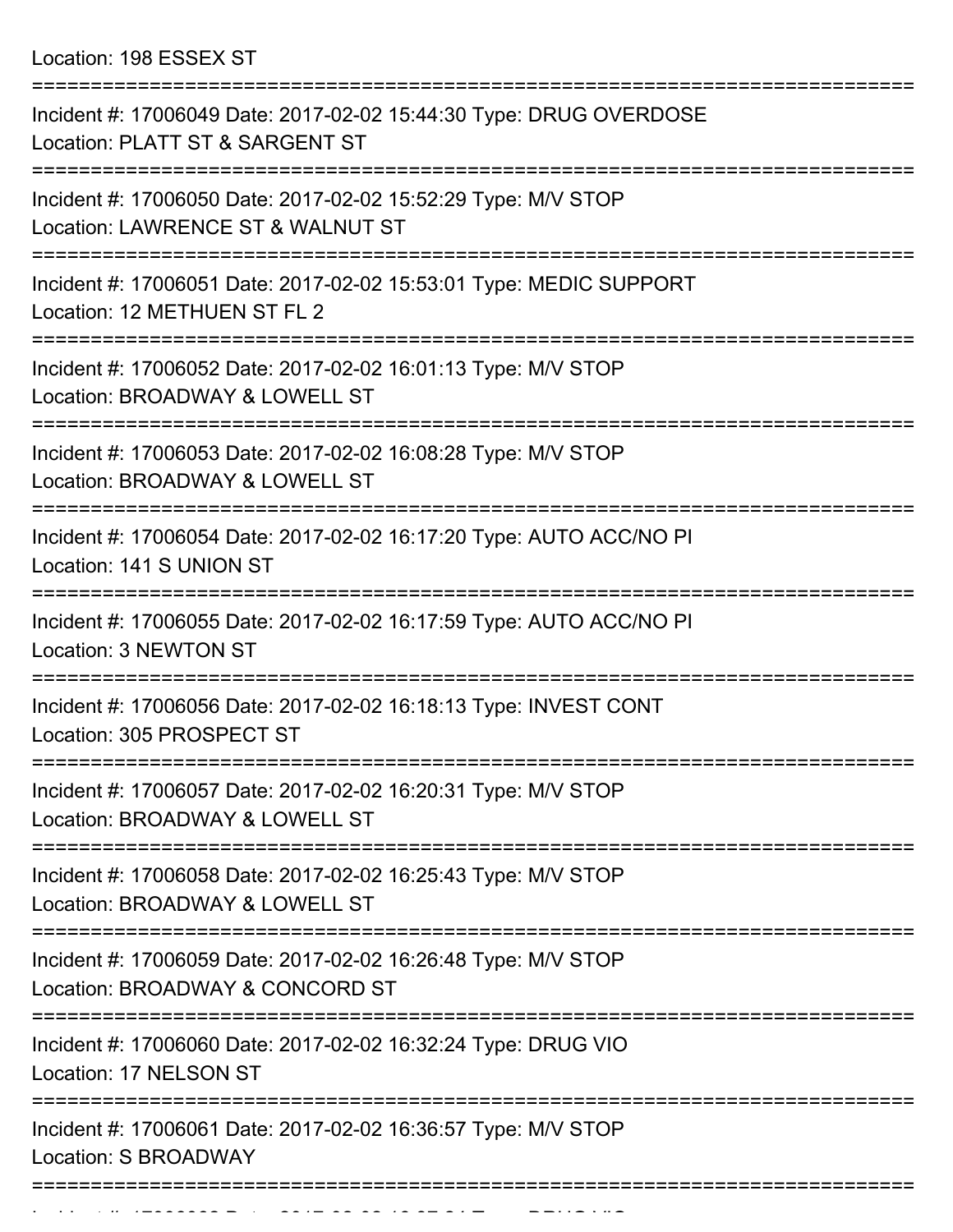Location: 198 ESSEX ST

===========================================================================

Incident #: 17006049 Date: 2017-02-02 15:44:30 Type: DRUG OVERDOSE
Location: PLATT ST & SARGENT ST

===========================================================================

Incident #: 17006050 Date: 2017-02-02 15:52:29 Type: M/V STOP
Location: LAWRENCE ST & WALNUT ST

===========================================================================

Incident #: 17006051 Date: 2017-02-02 15:53:01 Type: MEDIC SUPPORT
Location: 12 METHUEN ST FL 2

===========================================================================

Incident #: 17006052 Date: 2017-02-02 16:01:13 Type: M/V STOP
Location: BROADWAY & LOWELL ST

===========================================================================

Incident #: 17006053 Date: 2017-02-02 16:08:28 Type: M/V STOP
Location: BROADWAY & LOWELL ST

===========================================================================

Incident #: 17006054 Date: 2017-02-02 16:17:20 Type: AUTO ACC/NO PI
Location: 141 S UNION ST

===========================================================================

Incident #: 17006055 Date: 2017-02-02 16:17:59 Type: AUTO ACC/NO PI
Location: 3 NEWTON ST

===========================================================================

Incident #: 17006056 Date: 2017-02-02 16:18:13 Type: INVEST CONT
Location: 305 PROSPECT ST

===========================================================================

Incident #: 17006057 Date: 2017-02-02 16:20:31 Type: M/V STOP
Location: BROADWAY & LOWELL ST

===========================================================================

Incident #: 17006058 Date: 2017-02-02 16:25:43 Type: M/V STOP
Location: BROADWAY & LOWELL ST

===========================================================================

Incident #: 17006059 Date: 2017-02-02 16:26:48 Type: M/V STOP
Location: BROADWAY & CONCORD ST

===========================================================================

Incident #: 17006060 Date: 2017-02-02 16:32:24 Type: DRUG VIO
Location: 17 NELSON ST

===========================================================================

Incident #: 17006061 Date: 2017-02-02 16:36:57 Type: M/V STOP
Location: S BROADWAY

===========================================================================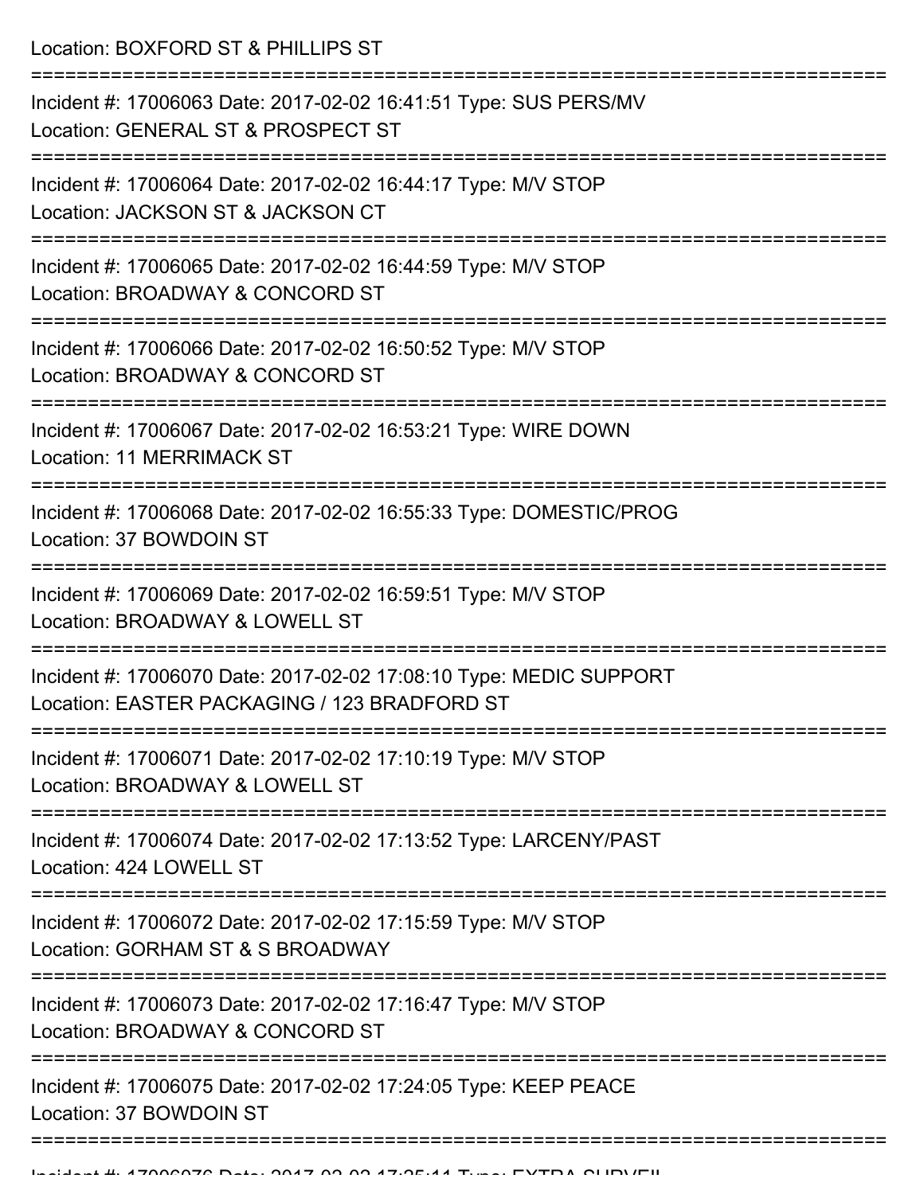Location: BOXFORD ST & PHILLIPS ST

===========================================================================

Incident #: 17006063 Date: 2017-02-02 16:41:51 Type: SUS PERS/MV
Location: GENERAL ST & PROSPECT ST

===========================================================================

Incident #: 17006064 Date: 2017-02-02 16:44:17 Type: M/V STOP
Location: JACKSON ST & JACKSON CT

===========================================================================

Incident #: 17006065 Date: 2017-02-02 16:44:59 Type: M/V STOP
Location: BROADWAY & CONCORD ST

===========================================================================

Incident #: 17006066 Date: 2017-02-02 16:50:52 Type: M/V STOP
Location: BROADWAY & CONCORD ST

===========================================================================

Incident #: 17006067 Date: 2017-02-02 16:53:21 Type: WIRE DOWN
Location: 11 MERRIMACK ST

===========================================================================

Incident #: 17006068 Date: 2017-02-02 16:55:33 Type: DOMESTIC/PROG
Location: 37 BOWDOIN ST

===========================================================================

Incident #: 17006069 Date: 2017-02-02 16:59:51 Type: M/V STOP
Location: BROADWAY & LOWELL ST

===========================================================================

Incident #: 17006070 Date: 2017-02-02 17:08:10 Type: MEDIC SUPPORT
Location: EASTER PACKAGING / 123 BRADFORD ST

===========================================================================

Incident #: 17006071 Date: 2017-02-02 17:10:19 Type: M/V STOP
Location: BROADWAY & LOWELL ST

===========================================================================

Incident #: 17006074 Date: 2017-02-02 17:13:52 Type: LARCENY/PAST
Location: 424 LOWELL ST

===========================================================================

Incident #: 17006072 Date: 2017-02-02 17:15:59 Type: M/V STOP
Location: GORHAM ST & S BROADWAY

===========================================================================

Incident #: 17006073 Date: 2017-02-02 17:16:47 Type: M/V STOP
Location: BROADWAY & CONCORD ST

===========================================================================

Incident #: 17006075 Date: 2017-02-02 17:24:05 Type: KEEP PEACE
Location: 37 BOWDOIN ST

===========================================================================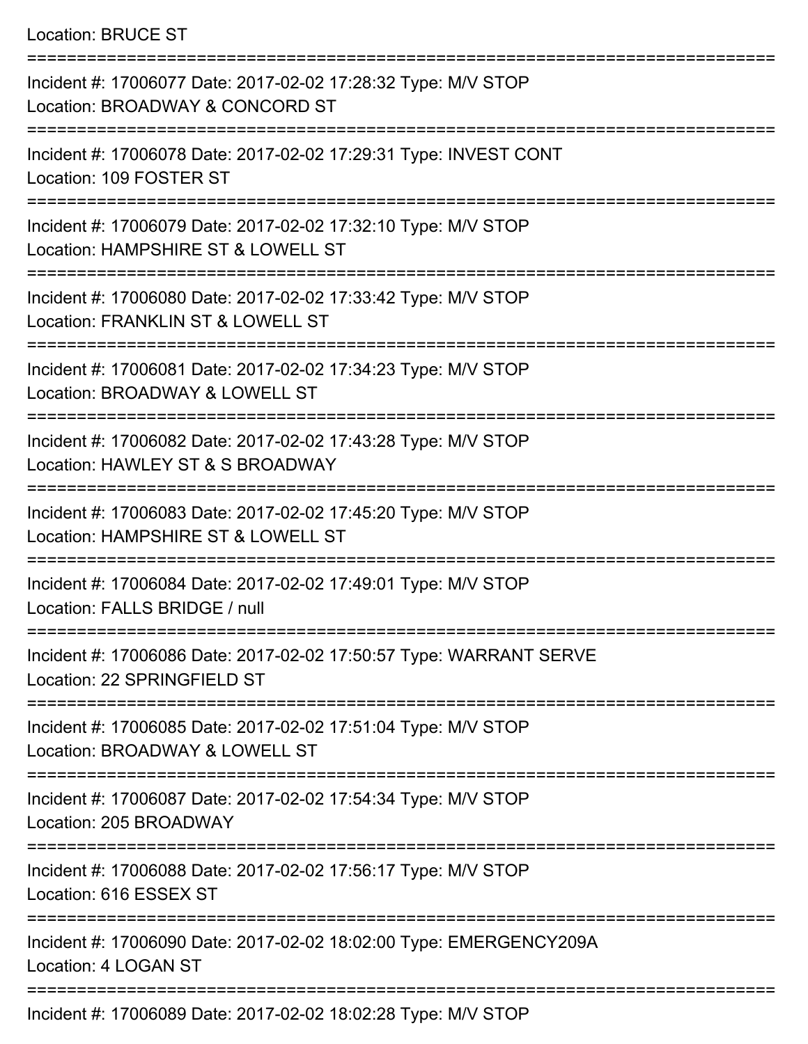Location: BRUCE ST

===========================================================================

Incident #: 17006077 Date: 2017-02-02 17:28:32 Type: M/V STOP
Location: BROADWAY & CONCORD ST

===========================================================================

Incident #: 17006078 Date: 2017-02-02 17:29:31 Type: INVEST CONT
Location: 109 FOSTER ST

===========================================================================

Incident #: 17006079 Date: 2017-02-02 17:32:10 Type: M/V STOP
Location: HAMPSHIRE ST & LOWELL ST

===========================================================================

Incident #: 17006080 Date: 2017-02-02 17:33:42 Type: M/V STOP
Location: FRANKLIN ST & LOWELL ST

===========================================================================

Incident #: 17006081 Date: 2017-02-02 17:34:23 Type: M/V STOP
Location: BROADWAY & LOWELL ST

===========================================================================

Incident #: 17006082 Date: 2017-02-02 17:43:28 Type: M/V STOP
Location: HAWLEY ST & S BROADWAY

===========================================================================

Incident #: 17006083 Date: 2017-02-02 17:45:20 Type: M/V STOP
Location: HAMPSHIRE ST & LOWELL ST

===========================================================================

Incident #: 17006084 Date: 2017-02-02 17:49:01 Type: M/V STOP
Location: FALLS BRIDGE / null

===========================================================================

Incident #: 17006086 Date: 2017-02-02 17:50:57 Type: WARRANT SERVE
Location: 22 SPRINGFIELD ST

===========================================================================

Incident #: 17006085 Date: 2017-02-02 17:51:04 Type: M/V STOP
Location: BROADWAY & LOWELL ST

===========================================================================

Incident #: 17006087 Date: 2017-02-02 17:54:34 Type: M/V STOP
Location: 205 BROADWAY

===========================================================================

Incident #: 17006088 Date: 2017-02-02 17:56:17 Type: M/V STOP
Location: 616 ESSEX ST

===========================================================================

Incident #: 17006090 Date: 2017-02-02 18:02:00 Type: EMERGENCY209A
Location: 4 LOGAN ST

===========================================================================

Incident #: 17006089 Date: 2017-02-02 18:02:28 Type: M/V STOP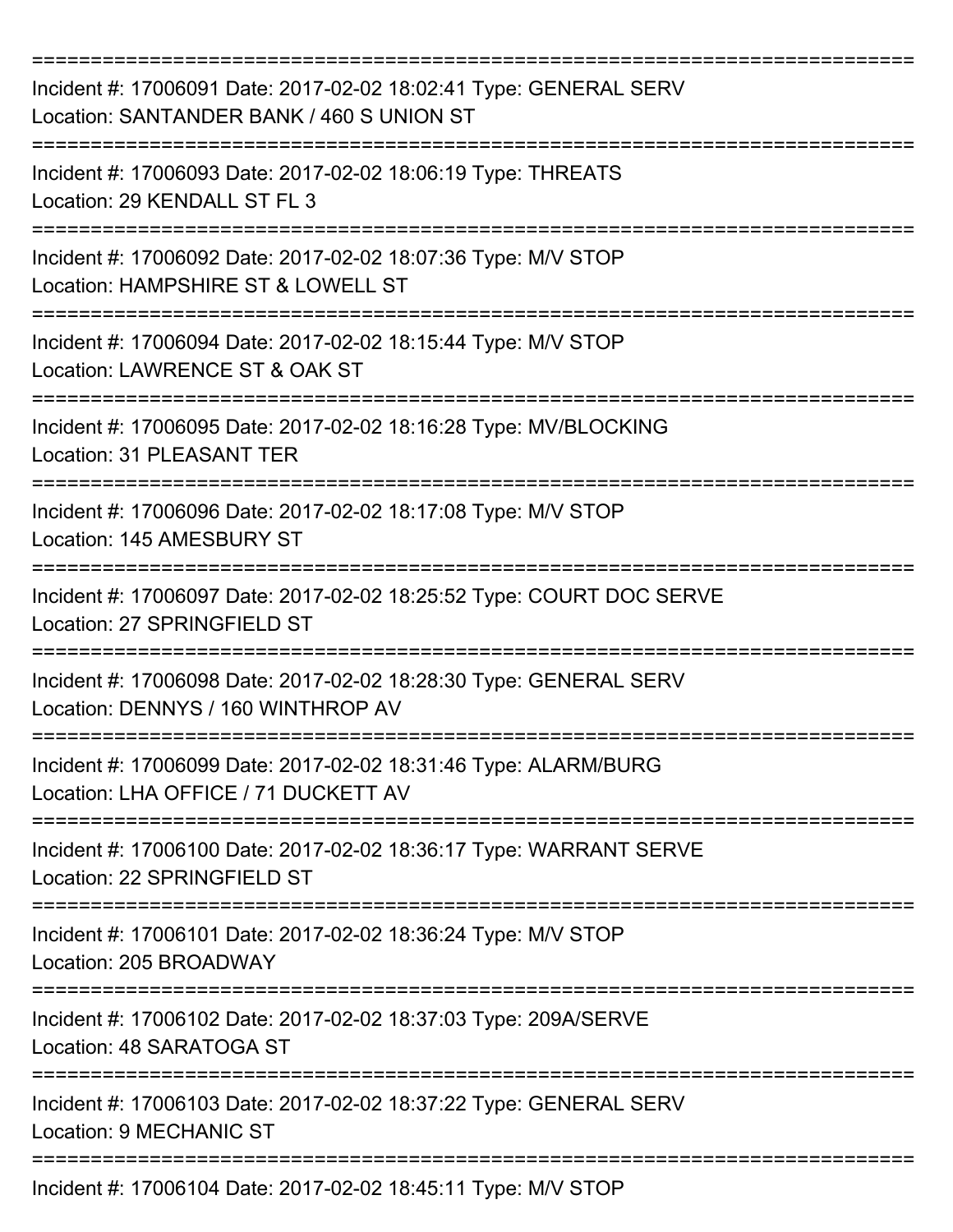===========================================================================

Incident #: 17006091 Date: 2017-02-02 18:02:41 Type: GENERAL SERV
Location: SANTANDER BANK / 460 S UNION ST

===========================================================================

Incident #: 17006093 Date: 2017-02-02 18:06:19 Type: THREATS
Location: 29 KENDALL ST FL 3

===========================================================================

Incident #: 17006092 Date: 2017-02-02 18:07:36 Type: M/V STOP
Location: HAMPSHIRE ST & LOWELL ST

===========================================================================

Incident #: 17006094 Date: 2017-02-02 18:15:44 Type: M/V STOP
Location: LAWRENCE ST & OAK ST

===========================================================================

Incident #: 17006095 Date: 2017-02-02 18:16:28 Type: MV/BLOCKING
Location: 31 PLEASANT TER

===========================================================================

Incident #: 17006096 Date: 2017-02-02 18:17:08 Type: M/V STOP
Location: 145 AMESBURY ST

===========================================================================

Incident #: 17006097 Date: 2017-02-02 18:25:52 Type: COURT DOC SERVE
Location: 27 SPRINGFIELD ST

===========================================================================

Incident #: 17006098 Date: 2017-02-02 18:28:30 Type: GENERAL SERV
Location: DENNYS / 160 WINTHROP AV

===========================================================================

Incident #: 17006099 Date: 2017-02-02 18:31:46 Type: ALARM/BURG
Location: LHA OFFICE / 71 DUCKETT AV

===========================================================================

Incident #: 17006100 Date: 2017-02-02 18:36:17 Type: WARRANT SERVE
Location: 22 SPRINGFIELD ST

===========================================================================

Incident #: 17006101 Date: 2017-02-02 18:36:24 Type: M/V STOP
Location: 205 BROADWAY

===========================================================================

Incident #: 17006102 Date: 2017-02-02 18:37:03 Type: 209A/SERVE
Location: 48 SARATOGA ST

===========================================================================

Incident #: 17006103 Date: 2017-02-02 18:37:22 Type: GENERAL SERV
Location: 9 MECHANIC ST

===========================================================================

Incident #: 17006104 Date: 2017-02-02 18:45:11 Type: M/V STOP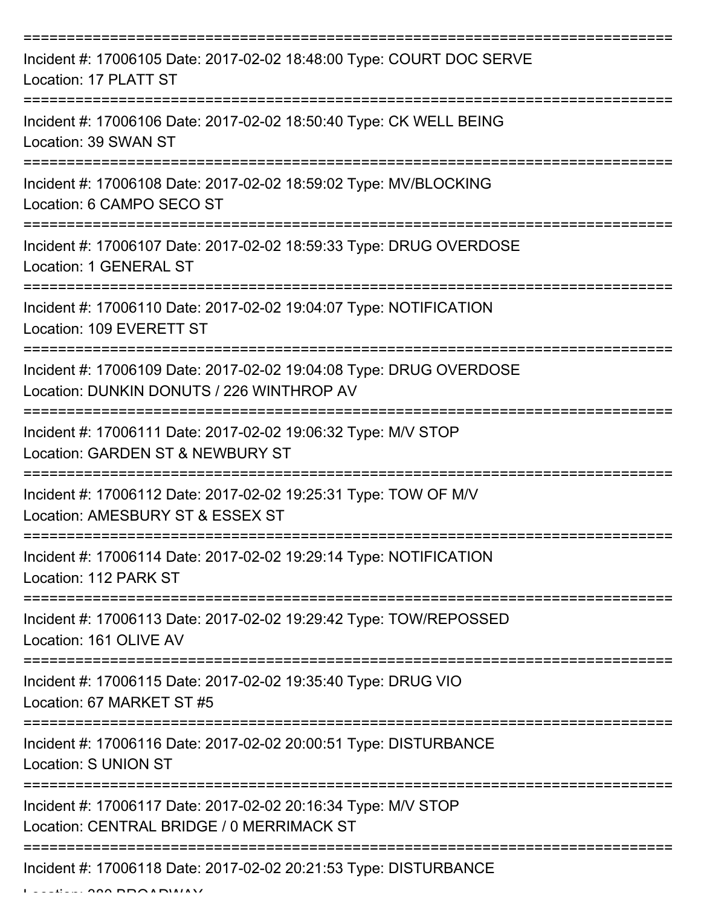===========================================================================

Incident #: 17006105 Date: 2017-02-02 18:48:00 Type: COURT DOC SERVE
Location: 17 PLATT ST

===========================================================================

Incident #: 17006106 Date: 2017-02-02 18:50:40 Type: CK WELL BEING
Location: 39 SWAN ST

===========================================================================

Incident #: 17006108 Date: 2017-02-02 18:59:02 Type: MV/BLOCKING
Location: 6 CAMPO SECO ST

===========================================================================

Incident #: 17006107 Date: 2017-02-02 18:59:33 Type: DRUG OVERDOSE
Location: 1 GENERAL ST

===========================================================================

Incident #: 17006110 Date: 2017-02-02 19:04:07 Type: NOTIFICATION
Location: 109 EVERETT ST

===========================================================================

Incident #: 17006109 Date: 2017-02-02 19:04:08 Type: DRUG OVERDOSE
Location: DUNKIN DONUTS / 226 WINTHROP AV

===========================================================================

Incident #: 17006111 Date: 2017-02-02 19:06:32 Type: M/V STOP
Location: GARDEN ST & NEWBURY ST

===========================================================================

Incident #: 17006112 Date: 2017-02-02 19:25:31 Type: TOW OF M/V
Location: AMESBURY ST & ESSEX ST

===========================================================================

Incident #: 17006114 Date: 2017-02-02 19:29:14 Type: NOTIFICATION
Location: 112 PARK ST

===========================================================================

Incident #: 17006113 Date: 2017-02-02 19:29:42 Type: TOW/REPOSSED
Location: 161 OLIVE AV

===========================================================================

Incident #: 17006115 Date: 2017-02-02 19:35:40 Type: DRUG VIO
Location: 67 MARKET ST #5

===========================================================================

Incident #: 17006116 Date: 2017-02-02 20:00:51 Type: DISTURBANCE
Location: S UNION ST

===========================================================================

Incident #: 17006117 Date: 2017-02-02 20:16:34 Type: M/V STOP
Location: CENTRAL BRIDGE / 0 MERRIMACK ST

===========================================================================

Incident #: 17006118 Date: 2017-02-02 20:21:53 Type: DISTURBANCE
Location: 280 BROADWAY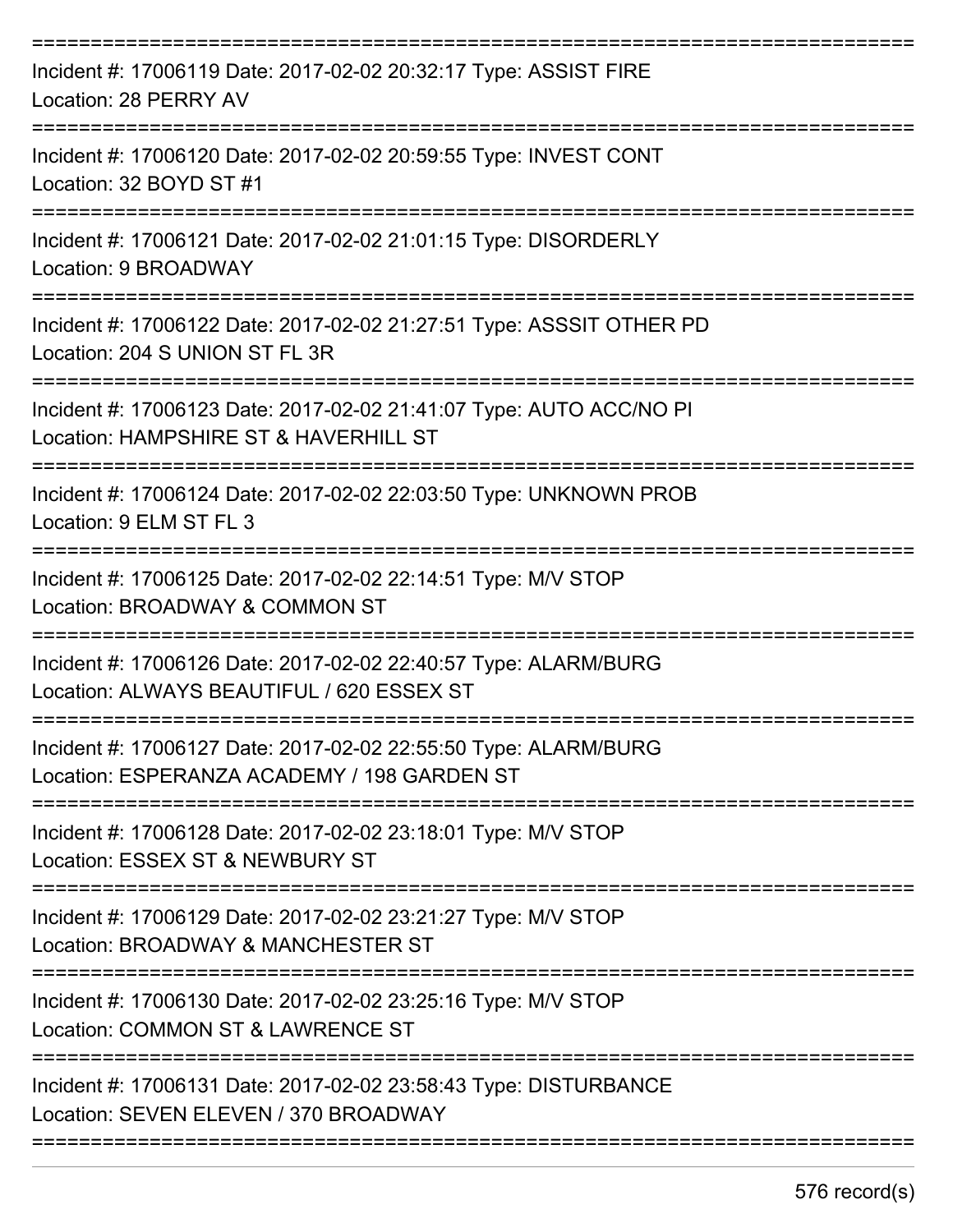Incident #: 17006119 Date: 2017-02-02 20:32:17 Type: ASSIST FIRE
Location: 28 PERRY AV

Incident #: 17006120 Date: 2017-02-02 20:59:55 Type: INVEST CONT
Location: 32 BOYD ST #1

Incident #: 17006121 Date: 2017-02-02 21:01:15 Type: DISORDERLY
Location: 9 BROADWAY

Incident #: 17006122 Date: 2017-02-02 21:27:51 Type: ASSSIT OTHER PD
Location: 204 S UNION ST FL 3R

Incident #: 17006123 Date: 2017-02-02 21:41:07 Type: AUTO ACC/NO PI
Location: HAMPSHIRE ST & HAVERHILL ST

Incident #: 17006124 Date: 2017-02-02 22:03:50 Type: UNKNOWN PROB
Location: 9 ELM ST FL 3

Incident #: 17006125 Date: 2017-02-02 22:14:51 Type: M/V STOP
Location: BROADWAY & COMMON ST

Incident #: 17006126 Date: 2017-02-02 22:40:57 Type: ALARM/BURG
Location: ALWAYS BEAUTIFUL / 620 ESSEX ST

Incident #: 17006127 Date: 2017-02-02 22:55:50 Type: ALARM/BURG
Location: ESPERANZA ACADEMY / 198 GARDEN ST

Incident #: 17006128 Date: 2017-02-02 23:18:01 Type: M/V STOP
Location: ESSEX ST & NEWBURY ST

Incident #: 17006129 Date: 2017-02-02 23:21:27 Type: M/V STOP
Location: BROADWAY & MANCHESTER ST

Incident #: 17006130 Date: 2017-02-02 23:25:16 Type: M/V STOP
Location: COMMON ST & LAWRENCE ST

Incident #: 17006131 Date: 2017-02-02 23:58:43 Type: DISTURBANCE
Location: SEVEN ELEVEN / 370 BROADWAY

576 record(s)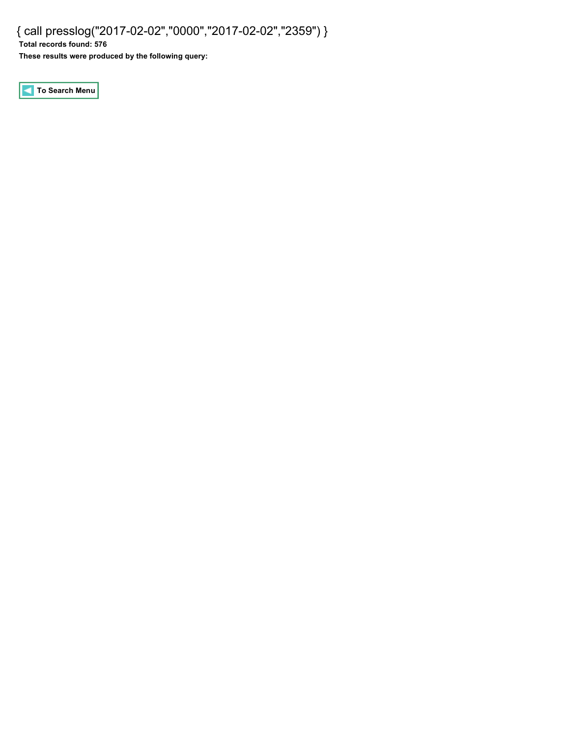{ call presslog("2017-02-02","0000","2017-02-02","2359") }

**Total records found: 576**

**These results were produced by the following query:**

**To Search Menu**